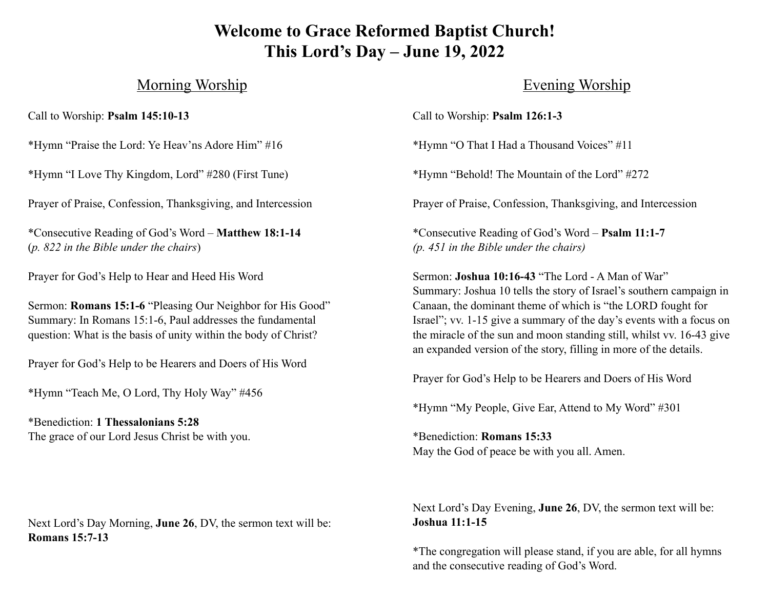# Welcome to Grace Reformed Baptist Church!
# This Lord's Day – June 19, 2022

## Morning Worship

Call to Worship: **Psalm 145:10-13**

*Hymn "Praise the Lord: Ye Heav'ns Adore Him" #16

*Hymn "I Love Thy Kingdom, Lord" #280 (First Tune)

Prayer of Praise, Confession, Thanksgiving, and Intercession

*Consecutive Reading of God's Word – **Matthew 18:1-14**
(*p. 822 in the Bible under the chairs*)

Prayer for God's Help to Hear and Heed His Word

Sermon: **Romans 15:1-6** "Pleasing Our Neighbor for His Good"
Summary: In Romans 15:1-6, Paul addresses the fundamental question: What is the basis of unity within the body of Christ?

Prayer for God's Help to be Hearers and Doers of His Word

*Hymn "Teach Me, O Lord, Thy Holy Way" #456

*Benediction: **1 Thessalonians 5:28**
The grace of our Lord Jesus Christ be with you.

Next Lord's Day Morning, **June 26**, DV, the sermon text will be:
**Romans 15:7-13**

## Evening Worship

Call to Worship: **Psalm 126:1-3**

*Hymn "O That I Had a Thousand Voices" #11

*Hymn "Behold! The Mountain of the Lord" #272

Prayer of Praise, Confession, Thanksgiving, and Intercession

*Consecutive Reading of God's Word – **Psalm 11:1-7**
*(p. 451 in the Bible under the chairs)*

Sermon: **Joshua 10:16-43** "The Lord - A Man of War"
Summary: Joshua 10 tells the story of Israel's southern campaign in Canaan, the dominant theme of which is "the LORD fought for Israel"; vv. 1-15 give a summary of the day's events with a focus on the miracle of the sun and moon standing still, whilst vv. 16-43 give an expanded version of the story, filling in more of the details.

Prayer for God's Help to be Hearers and Doers of His Word

*Hymn "My People, Give Ear, Attend to My Word" #301

*Benediction: **Romans 15:33**
May the God of peace be with you all. Amen.

Next Lord's Day Evening, **June 26**, DV, the sermon text will be:
**Joshua 11:1-15**

*The congregation will please stand, if you are able, for all hymns and the consecutive reading of God's Word.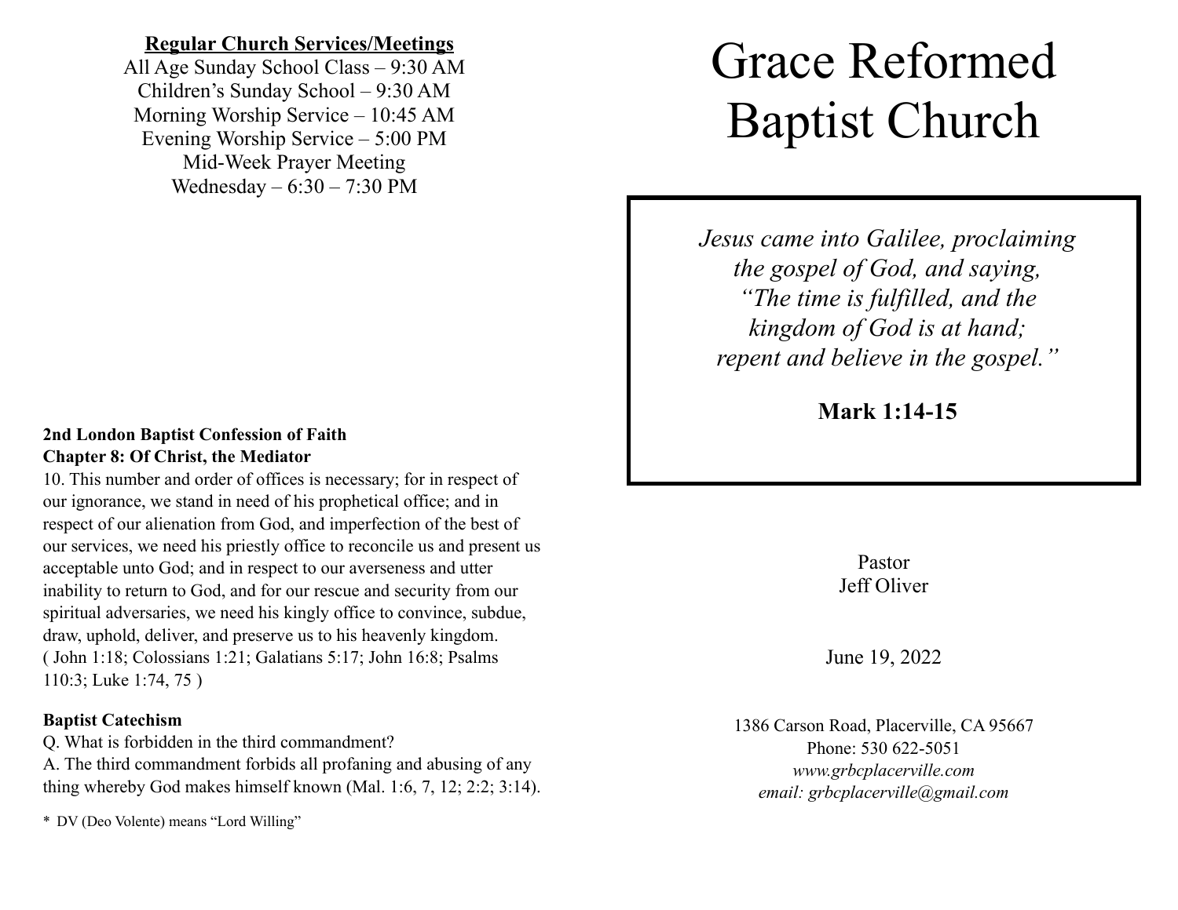**Regular Church Services/Meetings**

All Age Sunday School Class – 9:30 AM
Children's Sunday School – 9:30 AM
Morning Worship Service – 10:45 AM
Evening Worship Service – 5:00 PM
Mid-Week Prayer Meeting
Wednesday – 6:30 – 7:30 PM

**2nd London Baptist Confession of Faith**
**Chapter 8: Of Christ, the Mediator**

10. This number and order of offices is necessary; for in respect of our ignorance, we stand in need of his prophetical office; and in respect of our alienation from God, and imperfection of the best of our services, we need his priestly office to reconcile us and present us acceptable unto God; and in respect to our averseness and utter inability to return to God, and for our rescue and security from our spiritual adversaries, we need his kingly office to convince, subdue, draw, uphold, deliver, and preserve us to his heavenly kingdom. ( John 1:18; Colossians 1:21; Galatians 5:17; John 16:8; Psalms 110:3; Luke 1:74, 75 )

**Baptist Catechism**

Q. What is forbidden in the third commandment?
A. The third commandment forbids all profaning and abusing of any thing whereby God makes himself known (Mal. 1:6, 7, 12; 2:2; 3:14).

\* DV (Deo Volente) means "Lord Willing"

# Grace Reformed Baptist Church

*Jesus came into Galilee, proclaiming the gospel of God, and saying, "The time is fulfilled, and the kingdom of God is at hand; repent and believe in the gospel."*

**Mark 1:14-15**

Pastor
Jeff Oliver

June 19, 2022

1386 Carson Road, Placerville, CA 95667
Phone: 530 622-5051
*www.grbcplacerville.com*
*email: grbcplacerville@gmail.com*